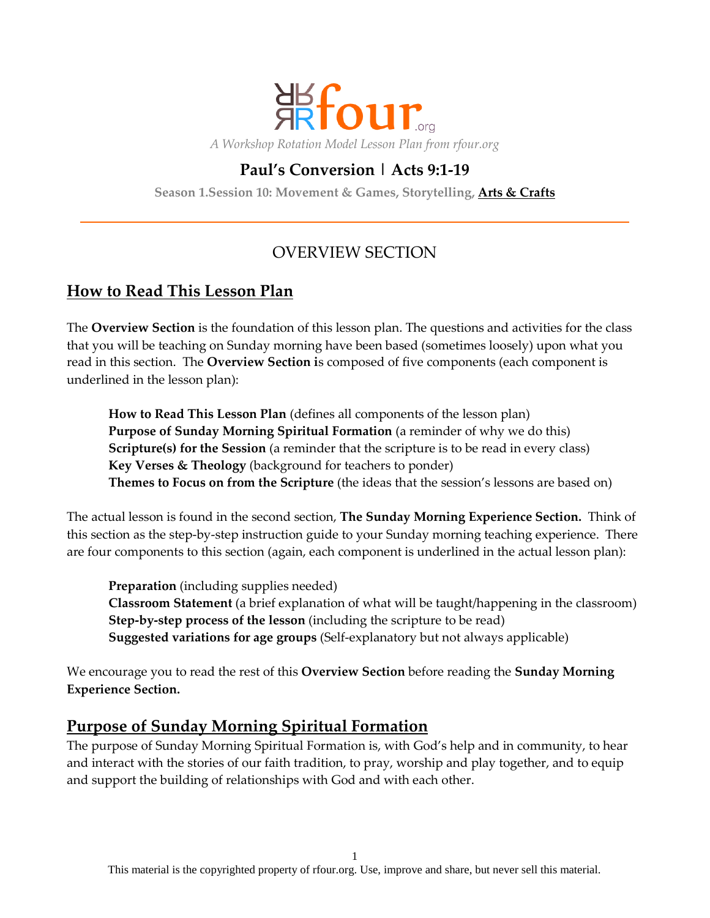rfour.org

*A Workshop Rotation Model Lesson Plan from rfour.org*

# Paul's Conversion | Acts 9:1-19

**Season 1.Session 10: Movement & Games, Storytelling, Arts & Crafts**

---

## OVERVIEW SECTION

## How to Read This Lesson Plan

The **Overview Section** is the foundation of this lesson plan. The questions and activities for the class that you will be teaching on Sunday morning have been based (sometimes loosely) upon what you read in this section. The **Overview Section i**s composed of five components (each component is underlined in the lesson plan):

**How to Read This Lesson Plan** (defines all components of the lesson plan)
**Purpose of Sunday Morning Spiritual Formation** (a reminder of why we do this)
**Scripture(s) for the Session** (a reminder that the scripture is to be read in every class)
**Key Verses & Theology** (background for teachers to ponder)
**Themes to Focus on from the Scripture** (the ideas that the session's lessons are based on)

The actual lesson is found in the second section, **The Sunday Morning Experience Section.** Think of this section as the step-by-step instruction guide to your Sunday morning teaching experience. There are four components to this section (again, each component is underlined in the actual lesson plan):

**Preparation** (including supplies needed)
**Classroom Statement** (a brief explanation of what will be taught/happening in the classroom)
**Step-by-step process of the lesson** (including the scripture to be read)
**Suggested variations for age groups** (Self-explanatory but not always applicable)

We encourage you to read the rest of this **Overview Section** before reading the **Sunday Morning Experience Section.**

## Purpose of Sunday Morning Spiritual Formation

The purpose of Sunday Morning Spiritual Formation is, with God's help and in community, to hear and interact with the stories of our faith tradition, to pray, worship and play together, and to equip and support the building of relationships with God and with each other.

This material is the copyrighted property of rfour.org. Use, improve and share, but never sell this material.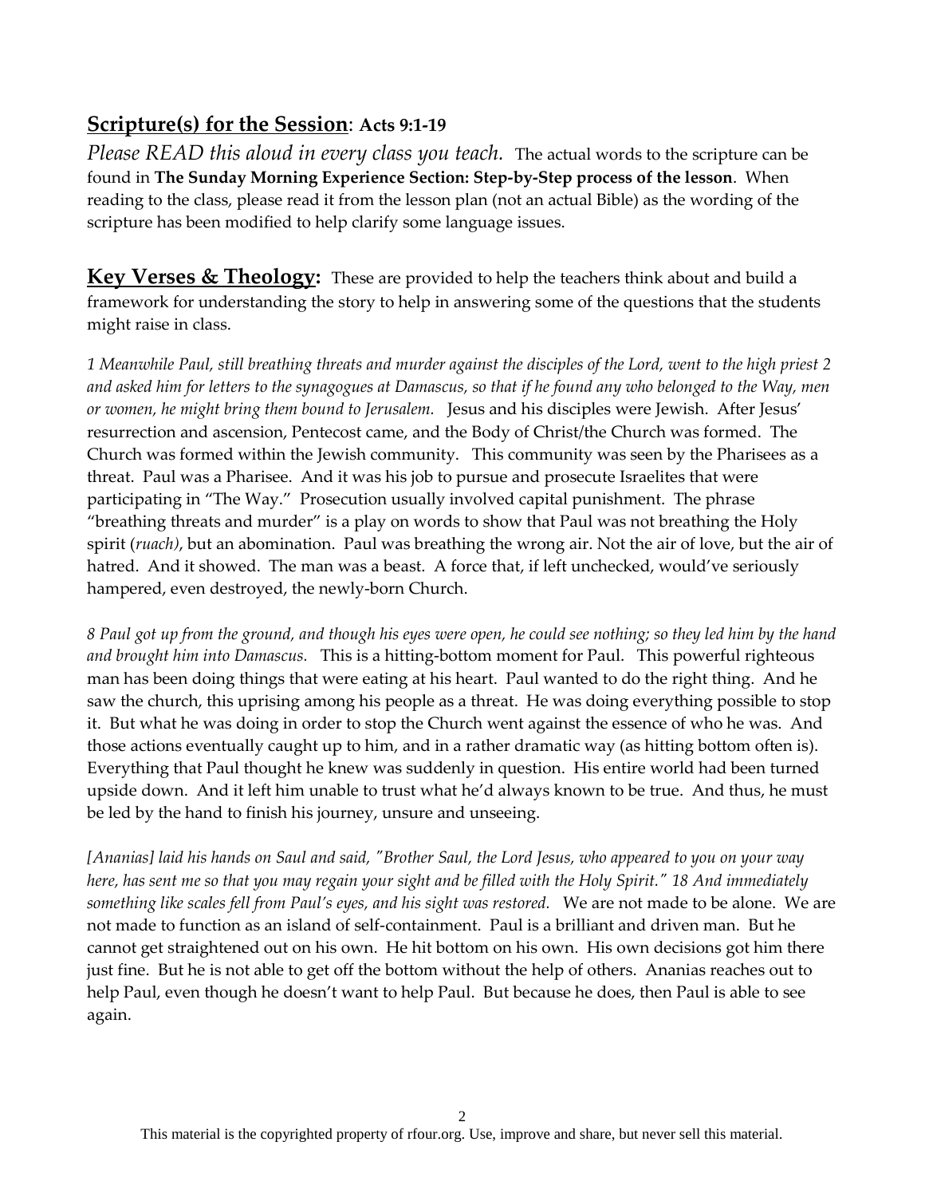## **Scripture(s) for the Session**: **Acts 9:1-19**

*Please READ this aloud in every class you teach.* The actual words to the scripture can be found in **The Sunday Morning Experience Section: Step-by-Step process of the lesson**. When reading to the class, please read it from the lesson plan (not an actual Bible) as the wording of the scripture has been modified to help clarify some language issues.

## **Key Verses & Theology:**

These are provided to help the teachers think about and build a framework for understanding the story to help in answering some of the questions that the students might raise in class.

*1 Meanwhile Paul, still breathing threats and murder against the disciples of the Lord, went to the high priest 2 and asked him for letters to the synagogues at Damascus, so that if he found any who belonged to the Way, men or women, he might bring them bound to Jerusalem.* Jesus and his disciples were Jewish. After Jesus' resurrection and ascension, Pentecost came, and the Body of Christ/the Church was formed. The Church was formed within the Jewish community. This community was seen by the Pharisees as a threat. Paul was a Pharisee. And it was his job to pursue and prosecute Israelites that were participating in "The Way." Prosecution usually involved capital punishment. The phrase "breathing threats and murder" is a play on words to show that Paul was not breathing the Holy spirit (*ruach)*, but an abomination. Paul was breathing the wrong air. Not the air of love, but the air of hatred. And it showed. The man was a beast. A force that, if left unchecked, would've seriously hampered, even destroyed, the newly-born Church.

*8 Paul got up from the ground, and though his eyes were open, he could see nothing; so they led him by the hand and brought him into Damascus.* This is a hitting-bottom moment for Paul. This powerful righteous man has been doing things that were eating at his heart. Paul wanted to do the right thing. And he saw the church, this uprising among his people as a threat. He was doing everything possible to stop it. But what he was doing in order to stop the Church went against the essence of who he was. And those actions eventually caught up to him, and in a rather dramatic way (as hitting bottom often is). Everything that Paul thought he knew was suddenly in question. His entire world had been turned upside down. And it left him unable to trust what he'd always known to be true. And thus, he must be led by the hand to finish his journey, unsure and unseeing.

*[Ananias] laid his hands on Saul and said, "Brother Saul, the Lord Jesus, who appeared to you on your way here, has sent me so that you may regain your sight and be filled with the Holy Spirit." 18 And immediately something like scales fell from Paul's eyes, and his sight was restored.* We are not made to be alone. We are not made to function as an island of self-containment. Paul is a brilliant and driven man. But he cannot get straightened out on his own. He hit bottom on his own. His own decisions got him there just fine. But he is not able to get off the bottom without the help of others. Ananias reaches out to help Paul, even though he doesn't want to help Paul. But because he does, then Paul is able to see again.

This material is the copyrighted property of rfour.org. Use, improve and share, but never sell this material.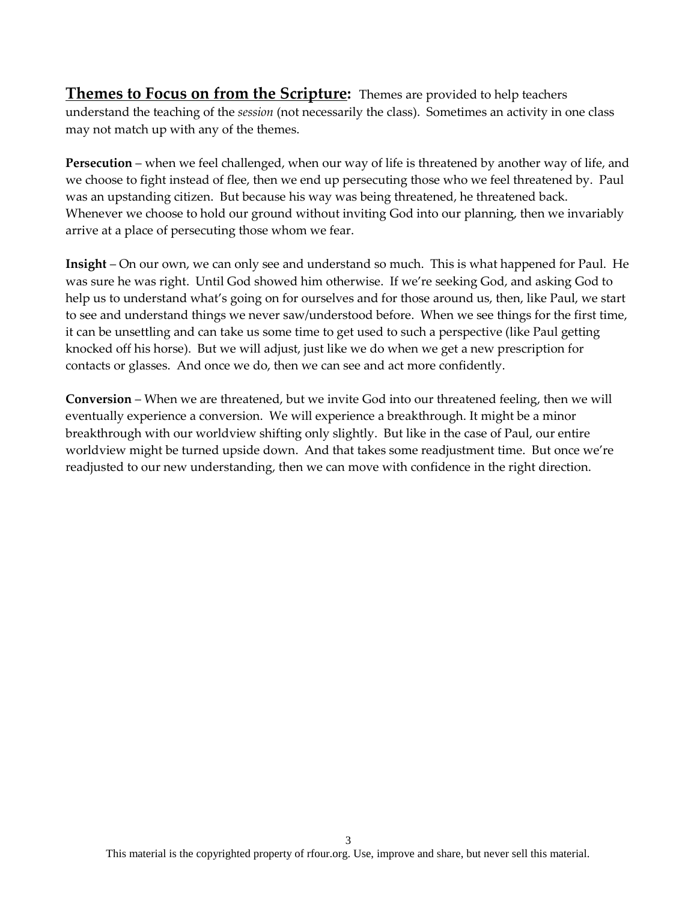**Themes to Focus on from the Scripture:** Themes are provided to help teachers understand the teaching of the *session* (not necessarily the class). Sometimes an activity in one class may not match up with any of the themes.

**Persecution** – when we feel challenged, when our way of life is threatened by another way of life, and we choose to fight instead of flee, then we end up persecuting those who we feel threatened by. Paul was an upstanding citizen. But because his way was being threatened, he threatened back. Whenever we choose to hold our ground without inviting God into our planning, then we invariably arrive at a place of persecuting those whom we fear.

**Insight** – On our own, we can only see and understand so much. This is what happened for Paul. He was sure he was right. Until God showed him otherwise. If we're seeking God, and asking God to help us to understand what's going on for ourselves and for those around us, then, like Paul, we start to see and understand things we never saw/understood before. When we see things for the first time, it can be unsettling and can take us some time to get used to such a perspective (like Paul getting knocked off his horse). But we will adjust, just like we do when we get a new prescription for contacts or glasses. And once we do, then we can see and act more confidently.

**Conversion** – When we are threatened, but we invite God into our threatened feeling, then we will eventually experience a conversion. We will experience a breakthrough. It might be a minor breakthrough with our worldview shifting only slightly. But like in the case of Paul, our entire worldview might be turned upside down. And that takes some readjustment time. But once we're readjusted to our new understanding, then we can move with confidence in the right direction.

This material is the copyrighted property of rfour.org. Use, improve and share, but never sell this material.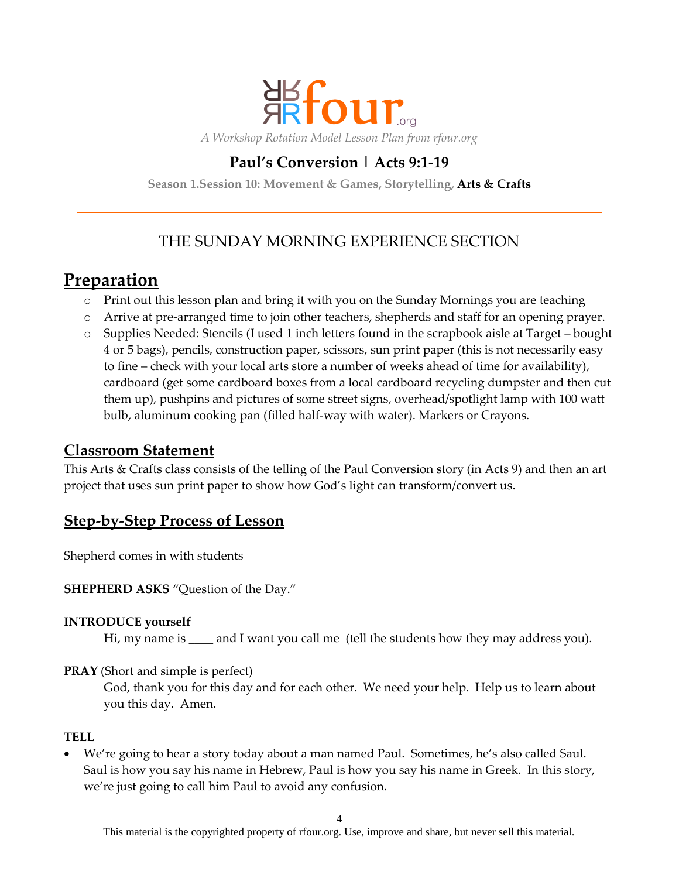*A Workshop Rotation Model Lesson Plan from rfour.org*

## Paul's Conversion | Acts 9:1-19

**Season 1.Session 10: Movement & Games, Storytelling, Arts & Crafts**

---

THE SUNDAY MORNING EXPERIENCE SECTION

# Preparation

- Print out this lesson plan and bring it with you on the Sunday Mornings you are teaching
- Arrive at pre-arranged time to join other teachers, shepherds and staff for an opening prayer.
- Supplies Needed: Stencils (I used 1 inch letters found in the scrapbook aisle at Target – bought 4 or 5 bags), pencils, construction paper, scissors, sun print paper (this is not necessarily easy to fine – check with your local arts store a number of weeks ahead of time for availability), cardboard (get some cardboard boxes from a local cardboard recycling dumpster and then cut them up), pushpins and pictures of some street signs, overhead/spotlight lamp with 100 watt bulb, aluminum cooking pan (filled half-way with water). Markers or Crayons.

## Classroom Statement

This Arts & Crafts class consists of the telling of the Paul Conversion story (in Acts 9) and then an art project that uses sun print paper to show how God's light can transform/convert us.

## Step-by-Step Process of Lesson

Shepherd comes in with students

**SHEPHERD ASKS** "Question of the Day."

**INTRODUCE yourself**

Hi, my name is ____ and I want you call me (tell the students how they may address you).

**PRAY** (Short and simple is perfect)

God, thank you for this day and for each other. We need your help. Help us to learn about you this day. Amen.

**TELL**

- We're going to hear a story today about a man named Paul. Sometimes, he's also called Saul. Saul is how you say his name in Hebrew, Paul is how you say his name in Greek. In this story, we're just going to call him Paul to avoid any confusion.

This material is the copyrighted property of rfour.org. Use, improve and share, but never sell this material.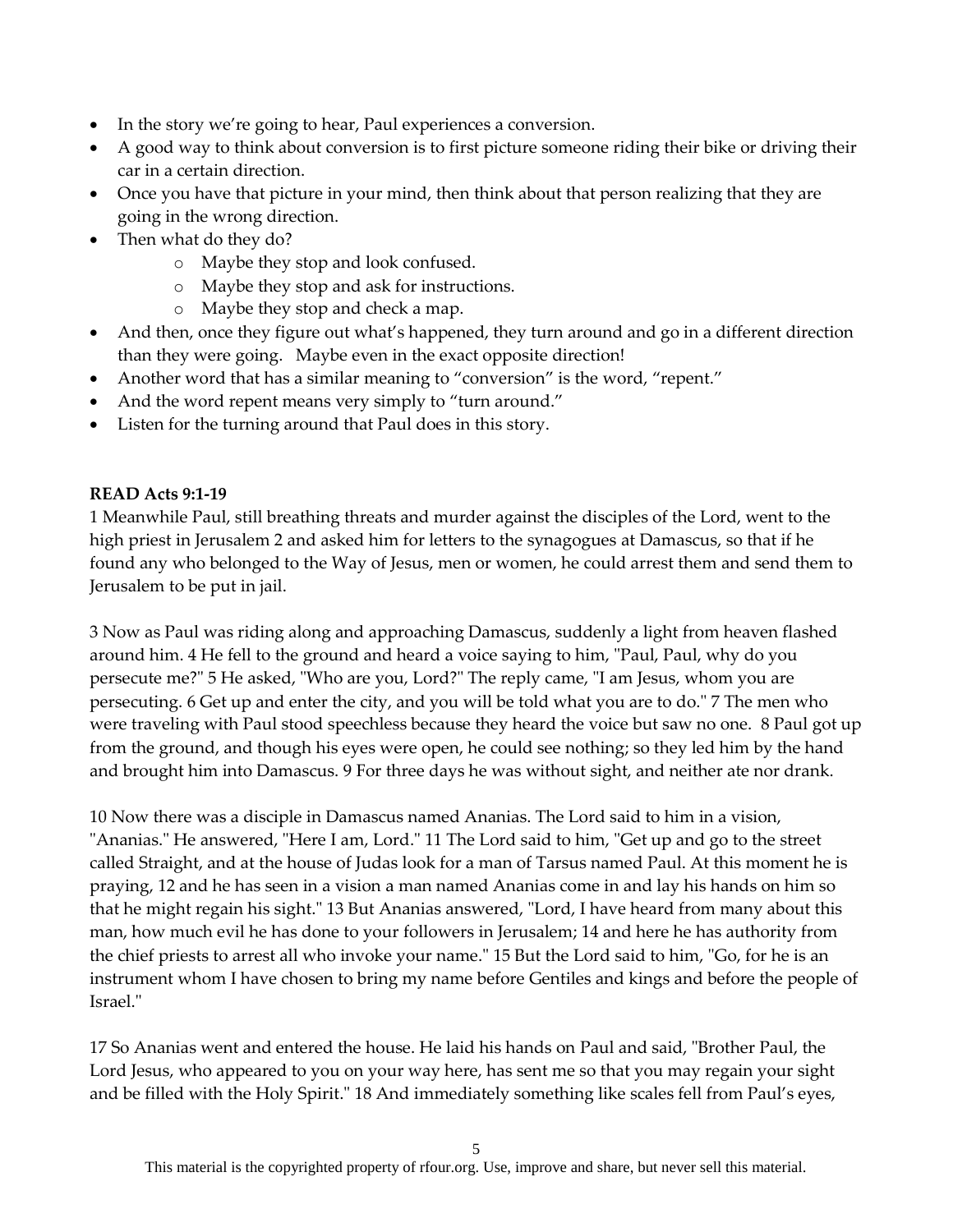- In the story we're going to hear, Paul experiences a conversion.
- A good way to think about conversion is to first picture someone riding their bike or driving their car in a certain direction.
- Once you have that picture in your mind, then think about that person realizing that they are going in the wrong direction.
- Then what do they do?
    - Maybe they stop and look confused.
    - Maybe they stop and ask for instructions.
    - Maybe they stop and check a map.
- And then, once they figure out what's happened, they turn around and go in a different direction than they were going. Maybe even in the exact opposite direction!
- Another word that has a similar meaning to "conversion" is the word, "repent."
- And the word repent means very simply to "turn around."
- Listen for the turning around that Paul does in this story.

**READ Acts 9:1-19**

1 Meanwhile Paul, still breathing threats and murder against the disciples of the Lord, went to the high priest in Jerusalem 2 and asked him for letters to the synagogues at Damascus, so that if he found any who belonged to the Way of Jesus, men or women, he could arrest them and send them to Jerusalem to be put in jail.

3 Now as Paul was riding along and approaching Damascus, suddenly a light from heaven flashed around him. 4 He fell to the ground and heard a voice saying to him, "Paul, Paul, why do you persecute me?" 5 He asked, "Who are you, Lord?" The reply came, "I am Jesus, whom you are persecuting. 6 Get up and enter the city, and you will be told what you are to do." 7 The men who were traveling with Paul stood speechless because they heard the voice but saw no one. 8 Paul got up from the ground, and though his eyes were open, he could see nothing; so they led him by the hand and brought him into Damascus. 9 For three days he was without sight, and neither ate nor drank.

10 Now there was a disciple in Damascus named Ananias. The Lord said to him in a vision, "Ananias." He answered, "Here I am, Lord." 11 The Lord said to him, "Get up and go to the street called Straight, and at the house of Judas look for a man of Tarsus named Paul. At this moment he is praying, 12 and he has seen in a vision a man named Ananias come in and lay his hands on him so that he might regain his sight." 13 But Ananias answered, "Lord, I have heard from many about this man, how much evil he has done to your followers in Jerusalem; 14 and here he has authority from the chief priests to arrest all who invoke your name." 15 But the Lord said to him, "Go, for he is an instrument whom I have chosen to bring my name before Gentiles and kings and before the people of Israel."

17 So Ananias went and entered the house. He laid his hands on Paul and said, "Brother Paul, the Lord Jesus, who appeared to you on your way here, has sent me so that you may regain your sight and be filled with the Holy Spirit." 18 And immediately something like scales fell from Paul's eyes,

This material is the copyrighted property of rfour.org. Use, improve and share, but never sell this material.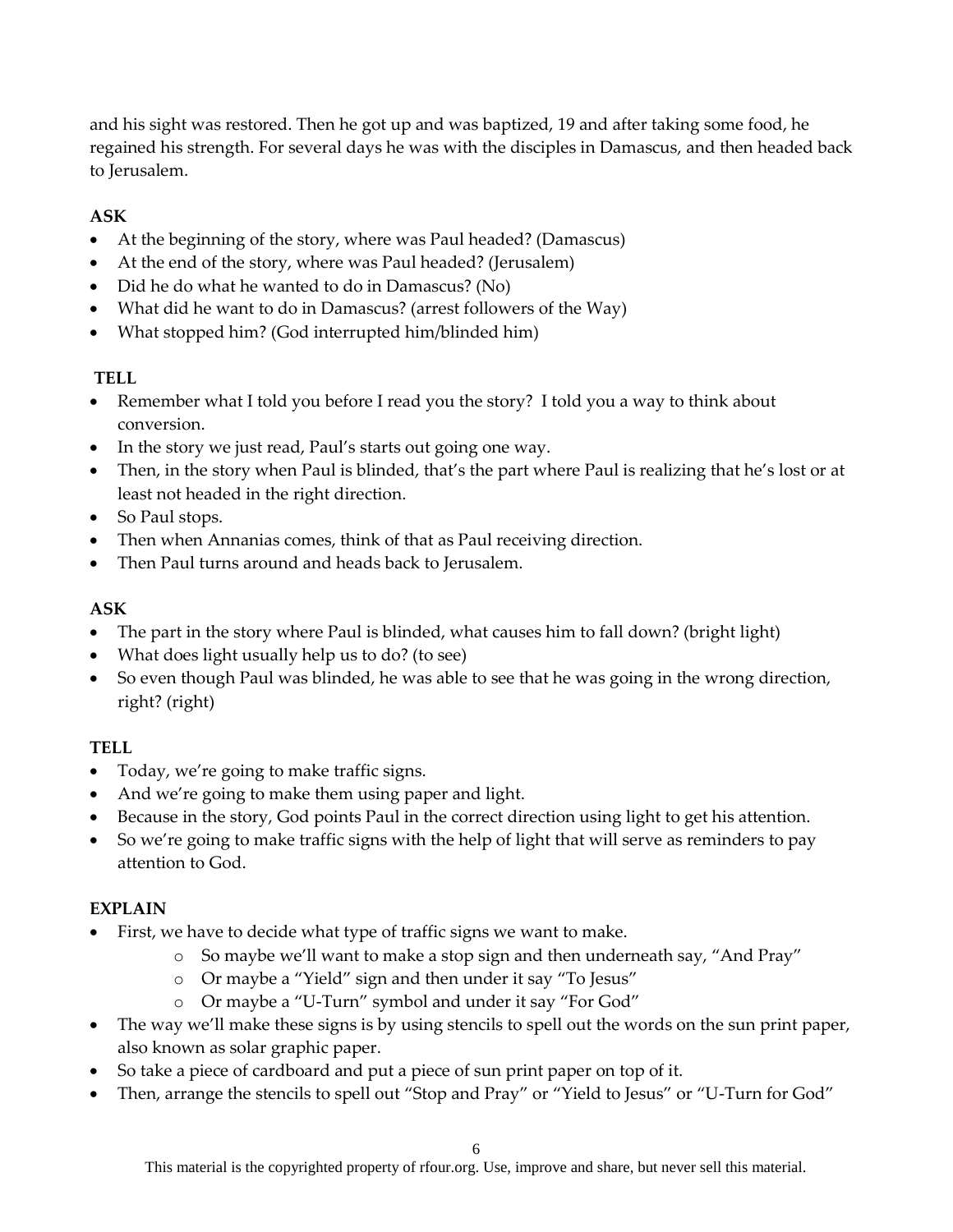and his sight was restored. Then he got up and was baptized, 19 and after taking some food, he regained his strength. For several days he was with the disciples in Damascus, and then headed back to Jerusalem.

**ASK**

- At the beginning of the story, where was Paul headed? (Damascus)
- At the end of the story, where was Paul headed? (Jerusalem)
- Did he do what he wanted to do in Damascus? (No)
- What did he want to do in Damascus? (arrest followers of the Way)
- What stopped him? (God interrupted him/blinded him)

**TELL**

- Remember what I told you before I read you the story? I told you a way to think about conversion.
- In the story we just read, Paul's starts out going one way.
- Then, in the story when Paul is blinded, that's the part where Paul is realizing that he's lost or at least not headed in the right direction.
- So Paul stops.
- Then when Annanias comes, think of that as Paul receiving direction.
- Then Paul turns around and heads back to Jerusalem.

**ASK**

- The part in the story where Paul is blinded, what causes him to fall down? (bright light)
- What does light usually help us to do? (to see)
- So even though Paul was blinded, he was able to see that he was going in the wrong direction, right? (right)

**TELL**

- Today, we're going to make traffic signs.
- And we're going to make them using paper and light.
- Because in the story, God points Paul in the correct direction using light to get his attention.
- So we're going to make traffic signs with the help of light that will serve as reminders to pay attention to God.

**EXPLAIN**

- First, we have to decide what type of traffic signs we want to make.
    - So maybe we'll want to make a stop sign and then underneath say, "And Pray"
    - Or maybe a "Yield" sign and then under it say "To Jesus"
    - Or maybe a "U-Turn" symbol and under it say "For God"
- The way we'll make these signs is by using stencils to spell out the words on the sun print paper, also known as solar graphic paper.
- So take a piece of cardboard and put a piece of sun print paper on top of it.
- Then, arrange the stencils to spell out "Stop and Pray" or "Yield to Jesus" or "U-Turn for God"

This material is the copyrighted property of rfour.org. Use, improve and share, but never sell this material.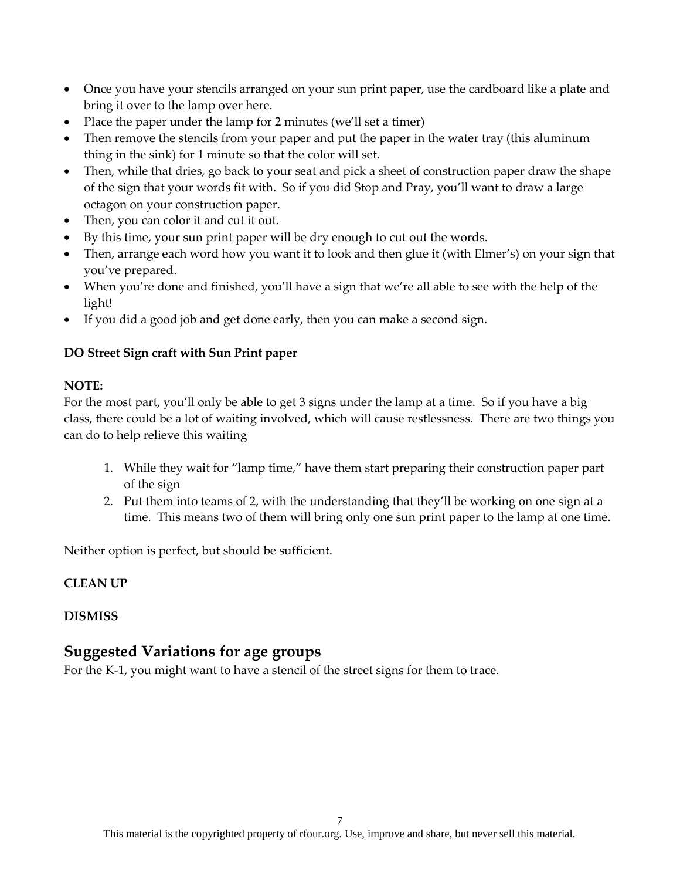- Once you have your stencils arranged on your sun print paper, use the cardboard like a plate and bring it over to the lamp over here.
- Place the paper under the lamp for 2 minutes (we'll set a timer)
- Then remove the stencils from your paper and put the paper in the water tray (this aluminum thing in the sink) for 1 minute so that the color will set.
- Then, while that dries, go back to your seat and pick a sheet of construction paper draw the shape of the sign that your words fit with. So if you did Stop and Pray, you'll want to draw a large octagon on your construction paper.
- Then, you can color it and cut it out.
- By this time, your sun print paper will be dry enough to cut out the words.
- Then, arrange each word how you want it to look and then glue it (with Elmer's) on your sign that you've prepared.
- When you're done and finished, you'll have a sign that we're all able to see with the help of the light!
- If you did a good job and get done early, then you can make a second sign.

**DO Street Sign craft with Sun Print paper**

**NOTE:**
For the most part, you'll only be able to get 3 signs under the lamp at a time. So if you have a big class, there could be a lot of waiting involved, which will cause restlessness. There are two things you can do to help relieve this waiting

1. While they wait for "lamp time," have them start preparing their construction paper part of the sign
2. Put them into teams of 2, with the understanding that they'll be working on one sign at a time. This means two of them will bring only one sun print paper to the lamp at one time.

Neither option is perfect, but should be sufficient.

**CLEAN UP**

**DISMISS**

## Suggested Variations for age groups

For the K-1, you might want to have a stencil of the street signs for them to trace.

This material is the copyrighted property of rfour.org. Use, improve and share, but never sell this material.